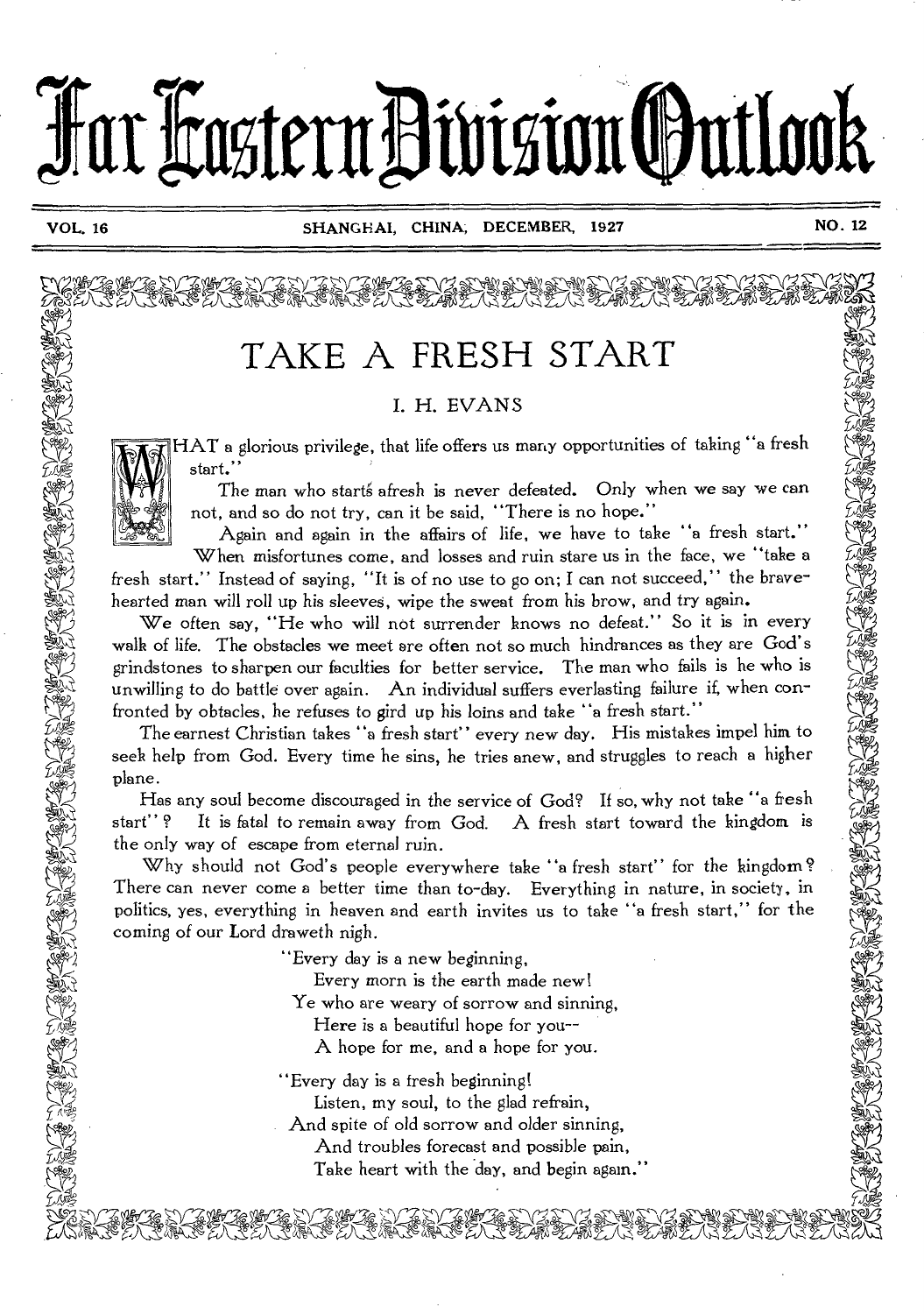# Far Eastern Division Outlook

VOL. 16 — SHANGHAI, CHINA, DECEMBER, 1927 — NO. 12

## TAKE A FRESH START

I. H. EVANS

WHAT a glorious privilege, that life offers us many opportunities of taking "a fresh start."

The man who starts afresh is never defeated. Only when we say we can not, and so do not try, can it be said, "There is no hope."

Again and again in the affairs of life, we have to take "a fresh start." When misfortunes come, and losses and ruin stare us in the face, we "take a fresh start." Instead of saying, "It is of no use to go on; I can not succeed," the brave-hearted man will roll up his sleeves, wipe the sweat from his brow, and try again.

We often say, "He who will not surrender knows no defeat." So it is in every walk of life. The obstacles we meet are often not so much hindrances as they are God's grindstones to sharpen our faculties for better service. The man who fails is he who is unwilling to do battle over again. An individual suffers everlasting failure if, when confronted by obtacles, he refuses to gird up his loins and take "a fresh start."

The earnest Christian takes "a fresh start" every new day. His mistakes impel him to seek help from God. Every time he sins, he tries anew, and struggles to reach a higher plane.

Has any soul become discouraged in the service of God? If so, why not take "a fresh start"? It is fatal to remain away from God. A fresh start toward the kingdom is the only way of escape from eternal ruin.

Why should not God's people everywhere take "a fresh start" for the kingdom? There can never come a better time than to-day. Everything in nature, in society, in politics, yes, everything in heaven and earth invites us to take "a fresh start," for the coming of our Lord draweth nigh.

"Every day is a new beginning,
Every morn is the earth made new!
Ye who are weary of sorrow and sinning,
Here is a beautiful hope for you--
A hope for me, and a hope for you.

"Every day is a fresh beginning!
Listen, my soul, to the glad refrain,
And spite of old sorrow and older sinning,
And troubles forecast and possible pain,
Take heart with the day, and begin again."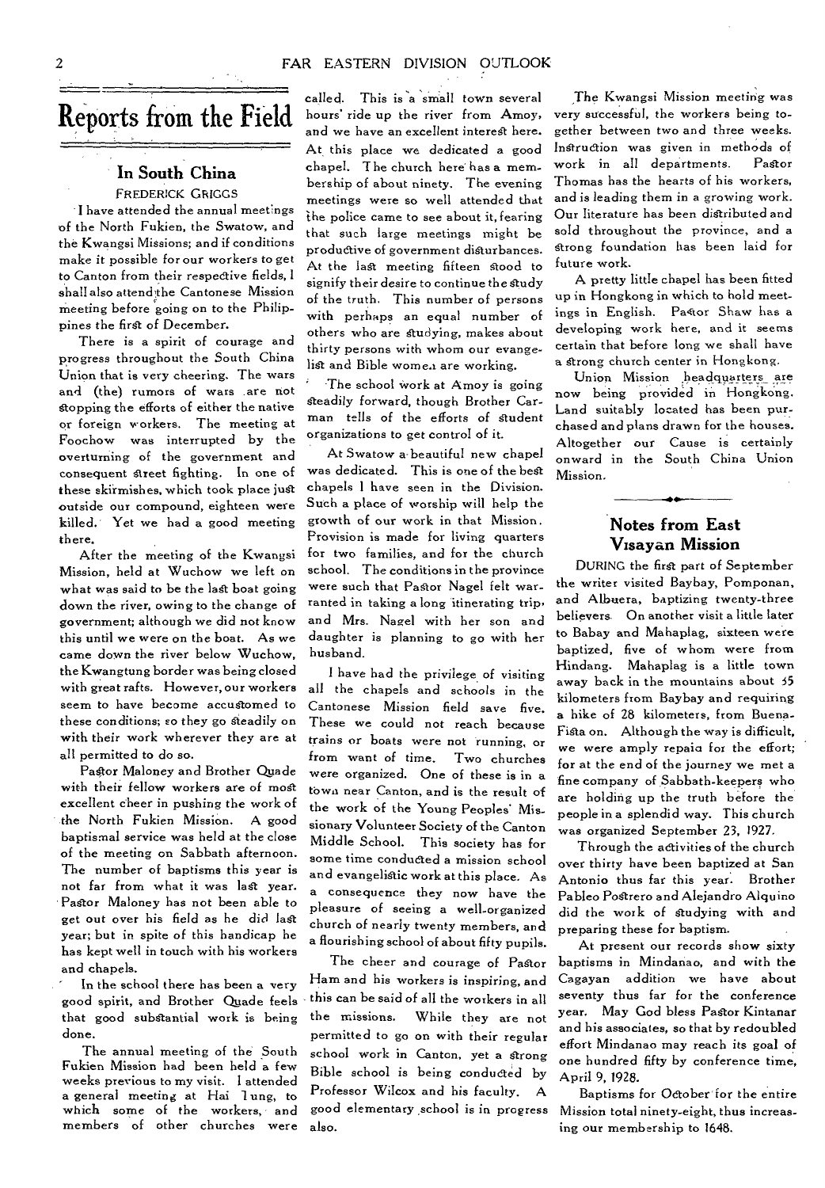# Reports from the Field

## In South China

FREDERICK GRIGGS

I have attended the annual meetings of the North Fukien, the Swatow, and the Kwangsi Missions; and if conditions make it possible for our workers to get to Canton from their respective fields, I shall also attend the Cantonese Mission meeting before going on to the Philippines the first of December.

There is a spirit of courage and progress throughout the South China Union that is very cheering. The wars and (the) rumors of wars are not stopping the efforts of either the native or foreign workers. The meeting at Foochow was interrupted by the overturning of the government and consequent street fighting. In one of these skirmishes, which took place just outside our compound, eighteen were killed. Yet we had a good meeting there.

After the meeting of the Kwangsi Mission, held at Wuchow we left on what was said to be the last boat going down the river, owing to the change of government; although we did not know this until we were on the boat. As we came down the river below Wuchow, the Kwangtung border was being closed with great rafts. However, our workers seem to have become accustomed to these conditions; so they go steadily on with their work wherever they are at all permitted to do so.

Pastor Maloney and Brother Quade with their fellow workers are of most excellent cheer in pushing the work of the North Fukien Mission. A good baptismal service was held at the close of the meeting on Sabbath afternoon. The number of baptisms this year is not far from what it was last year. Pastor Maloney has not been able to get out over his field as he did last year; but in spite of this handicap he has kept well in touch with his workers and chapels.

In the school there has been a very good spirit, and Brother Quade feels that good substantial work is being done.

The annual meeting of the South Fukien Mission had been held a few weeks previous to my visit. I attended a general meeting at Hai Tung, to which some of the workers, and members of other churches were called. This is a small town several hours' ride up the river from Amoy, and we have an excellent interest here. At this place we dedicated a good chapel. The church here has a membership of about ninety. The evening meetings were so well attended that the police came to see about it, fearing that such large meetings might be productive of government disturbances. At the last meeting fifteen stood to signify their desire to continue the study of the truth. This number of persons with perhaps an equal number of others who are studying, makes about thirty persons with whom our evangelist and Bible women are working.

The school work at Amoy is going steadily forward, though Brother Carman tells of the efforts of student organizations to get control of it.

At Swatow a beautiful new chapel was dedicated. This is one of the best chapels I have seen in the Division. Such a place of worship will help the growth of our work in that Mission. Provision is made for living quarters for two families, and for the church school. The conditions in the province were such that Pastor Nagel felt warranted in taking a long itinerating trip, and Mrs. Nagel with her son and daughter is planning to go with her husband.

I have had the privilege of visiting all the chapels and schools in the Cantonese Mission field save five. These we could not reach because trains or boats were not running, or from want of time. Two churches were organized. One of these is in a town near Canton, and is the result of the work of the Young Peoples' Missionary Volunteer Society of the Canton Middle School. This society has for some time conducted a mission school and evangelistic work at this place. As a consequence they now have the pleasure of seeing a well-organized church of nearly twenty members, and a flourishing school of about fifty pupils.

The cheer and courage of Pastor Ham and his workers is inspiring, and this can be said of all the workers in all the missions. While they are not permitted to go on with their regular school work in Canton, yet a strong Bible school is being conducted by Professor Wilcox and his faculty. A good elementary school is in progress also.

The Kwangsi Mission meeting was very successful, the workers being together between two and three weeks. Instruction was given in methods of work in all departments. Pastor Thomas has the hearts of his workers, and is leading them in a growing work. Our literature has been distributed and sold throughout the province, and a strong foundation has been laid for future work.

A pretty little chapel has been fitted up in Hongkong in which to hold meetings in English. Pastor Shaw has a developing work here, and it seems certain that before long we shall have a strong church center in Hongkong.

Union Mission headquarters are now being provided in Hongkong. Land suitably located has been purchased and plans drawn for the houses. Altogether our Cause is certainly onward in the South China Union Mission.

## Notes from East Visayan Mission

DURING the first part of September the writer visited Baybay, Pomponan, and Albuera, baptizing twenty-three believers. On another visit a little later to Babay and Mahaplag, sixteen were baptized, five of whom were from Hindang. Mahaplag is a little town away back in the mountains about 35 kilometers from Baybay and requiring a hike of 28 kilometers, from Buena-Vista on. Although the way is difficult, we were amply repaid for the effort; for at the end of the journey we met a fine company of Sabbath-keepers who are holding up the truth before the people in a splendid way. This church was organized September 23, 1927.

Through the activities of the church over thirty have been baptized at San Antonio thus far this year. Brother Pableo Postrero and Alejandro Alquino did the work of studying with and preparing these for baptism.

At present our records show sixty baptisms in Mindanao, and with the Cagayan addition we have about seventy thus far for the conference year. May God bless Pastor Kintanar and his associates, so that by redoubled effort Mindanao may reach its goal of one hundred fifty by conference time, April 9, 1928.

Baptisms for October for the entire Mission total ninety-eight, thus increasing our membership to 1648.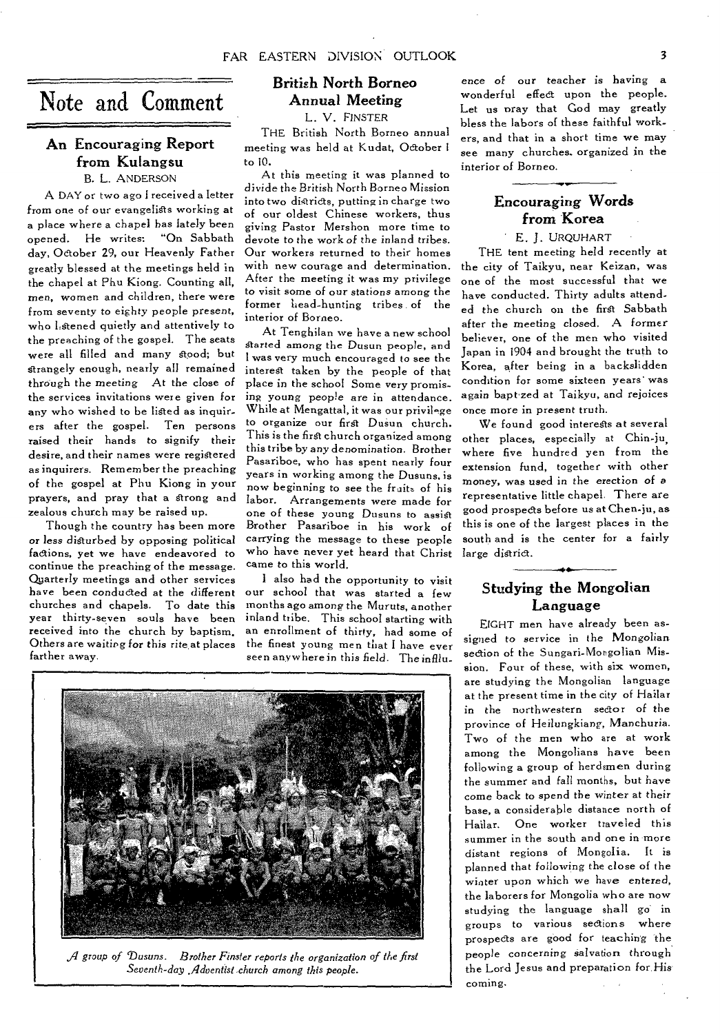# Note and Comment

## An Encouraging Report from Kulangsu

B. L. ANDERSON

A DAY or two ago I received a letter from one of our evangelists working at a place where a chapel has lately been opened. He writes: "On Sabbath day, October 29, our Heavenly Father greatly blessed at the meetings held in the chapel at Phu Kiong. Counting all, men, women and children, there were from seventy to eighty people present, who listened quietly and attentively to the preaching of the gospel. The seats were all filled and many stood; but strangely enough, nearly all remained through the meeting. At the close of the services invitations were given for any who wished to be listed as inquirers after the gospel. Ten persons raised their hands to signify their desire, and their names were registered as inquirers. Remember the preaching of the gospel at Phu Kiong in your prayers, and pray that a strong and zealous church may be raised up.

Though the country has been more or less disturbed by opposing political factions, yet we have endeavored to continue the preaching of the message. Quarterly meetings and other services have been conducted at the different churches and chapels. To date this year thirty-seven souls have been received into the church by baptism. Others are waiting for this rite at places farther away.

## British North Borneo Annual Meeting

L. V. FINSTER

THE British North Borneo annual meeting was held at Kudat, October 1 to 10.

At this meeting it was planned to divide the British North Borneo Mission into two districts, putting in charge two of our oldest Chinese workers, thus giving Pastor Mershon more time to devote to the work of the inland tribes. Our workers returned to their homes with new courage and determination. After the meeting it was my privilege to visit some of our stations among the former head-hunting tribes of the interior of Borneo.

At Tenghilan we have a new school started among the Dusun people, and I was very much encouraged to see the interest taken by the people of that place in the school. Some very promising young people are in attendance. While at Mengattal, it was our privilege to organize our first Dusun church. This is the first church organized among this tribe by any denomination. Brother Pasariboe, who has spent nearly four years in working among the Dusuns, is now beginning to see the fruits of his labor. Arrangements were made for one of these young Dusuns to assist Brother Pasariboe in his work of carrying the message to these people who have never yet heard that Christ came to this world.

I also had the opportunity to visit our school that was started a few months ago among the Muruts, another inland tribe. This school starting with an enrollment of thirty, had some of the finest young men that I have ever seen anywhere in this field. The influence of our teacher is having a wonderful effect upon the people. Let us pray that God may greatly bless the labors of these faithful workers, and that in a short time we may see many churches organized in the interior of Borneo.

*A group of Dusuns. Brother Finster reports the organization of the first Seventh-day Adventist church among this people.*

## Encouraging Words from Korea

E. J. URQUHART

THE tent meeting held recently at the city of Taikyu, near Keizan, was one of the most successful that we have conducted. Thirty adults attended the church on the first Sabbath after the meeting closed. A former believer, one of the men who visited Japan in 1904 and brought the truth to Korea, after being in a backslidden condition for some sixteen years was again baptized at Taikyu, and rejoices once more in present truth.

We found good interests at several other places, especially at Chin-ju, where five hundred yen from the extension fund, together with other money, was used in the erection of a representative little chapel. There are good prospects before us at Chen-ju, as this is one of the largest places in the south and is the center for a fairly large district.

## Studying the Mongolian Language

EIGHT men have already been assigned to service in the Mongolian section of the Sungari-Mongolian Mission. Four of these, with six women, are studying the Mongolian language at the present time in the city of Hailar in the northwestern sector of the province of Heilungkiang, Manchuria. Two of the men who are at work among the Mongolians have been following a group of herdsmen during the summer and fall months, but have come back to spend the winter at their base, a considerable distance north of Hailar. One worker traveled this summer in the south and one in more distant regions of Mongolia. It is planned that following the close of the winter upon which we have entered, the laborers for Mongolia who are now studying the language shall go in groups to various sections where prospects are good for teaching the people concerning salvation through the Lord Jesus and preparation for His coming.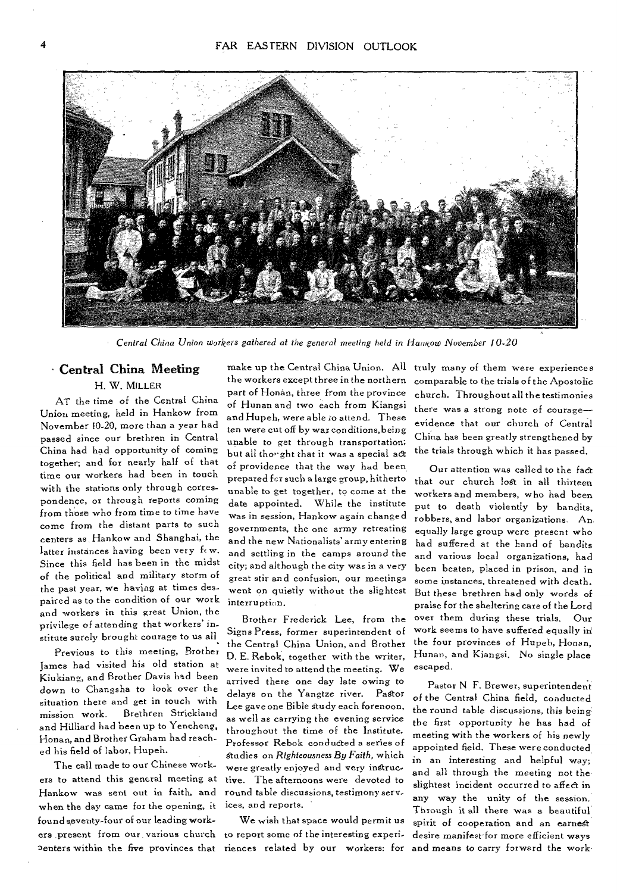*Central China Union workers gathered at the general meeting held in Hankow November 10-20*

## Central China Meeting

H. W. MILLER

AT the time of the Central China Union meeting, held in Hankow from November 10-20, more than a year had passed since our brethren in Central China had had opportunity of coming together; and for nearly half of that time our workers had been in touch with the stations only through correspondence, or through reports coming from those who from time to time have come from the distant parts to such centers as Hankow and Shanghai, the latter instances having been very few. Since this field has been in the midst of the political and military storm of the past year, we having at times despaired as to the condition of our work and workers in this great Union, the privilege of attending that workers' institute surely brought courage to us all.

Previous to this meeting, Brother James had visited his old station at Kiukiang, and Brother Davis had been down to Changsha to look over the situation there and get in touch with mission work. Brethren Strickland and Hilliard had been up to Yencheng, Honan, and Brother Graham had reached his field of labor, Hupeh.

The call made to our Chinese workers to attend this general meeting at Hankow was sent out in faith, and when the day came for the opening, it found seventy-four of our leading workers present from our various church centers within the five provinces that make up the Central China Union. All the workers except three in the northern part of Honan, three from the province of Hunan and two each from Kiangsi and Hupeh, were able to attend. These ten were cut off by war conditions, being unable to get through transportation; but all thought that it was a special act of providence that the way had been prepared for such a large group, hitherto unable to get together, to come at the date appointed. While the institute was in session, Hankow again changed governments, the one army retreating and the new Nationalists' army entering and settling in the camps around the city; and although the city was in a very great stir and confusion, our meetings went on quietly without the slightest interruption.

Brother Frederick Lee, from the Signs Press, former superintendent of the Central China Union, and Brother D. E. Rebok, together with the writer, were invited to attend the meeting. We arrived there one day late owing to delays on the Yangtze river. Pastor Lee gave one Bible study each forenoon, as well as carrying the evening service throughout the time of the Institute. Professor Rebok conducted a series of studies on *Righteousness By Faith*, which were greatly enjoyed and very instructive. The afternoons were devoted to round table discussions, testimony services, and reports.

We wish that space would permit us to report some of the interesting experiences related by our workers: for truly many of them were experiences comparable to the trials of the Apostolic church. Throughout all the testimonies there was a strong note of courage—evidence that our church of Central China has been greatly strengthened by the trials through which it has passed.

Our attention was called to the fact that our church lost in all thirteen workers and members, who had been put to death violently by bandits, robbers, and labor organizations. An equally large group were present who had suffered at the hand of bandits and various local organizations, had been beaten, placed in prison, and in some instances, threatened with death. But these brethren had only words of praise for the sheltering care of the Lord over them during these trials. Our work seems to have suffered equally in the four provinces of Hupeh, Honan, Hunan, and Kiangsi. No single place escaped.

Pastor N F. Brewer, superintendent of the Central China field, conducted the round table discussions, this being the first opportunity he has had of meeting with the workers of his newly appointed field. These were conducted in an interesting and helpful way; and all through the meeting not the slightest incident occurred to affect in any way the unity of the session. Through it all there was a beautiful spirit of cooperation and an earnest desire manifest for more efficient ways and means to carry forward the work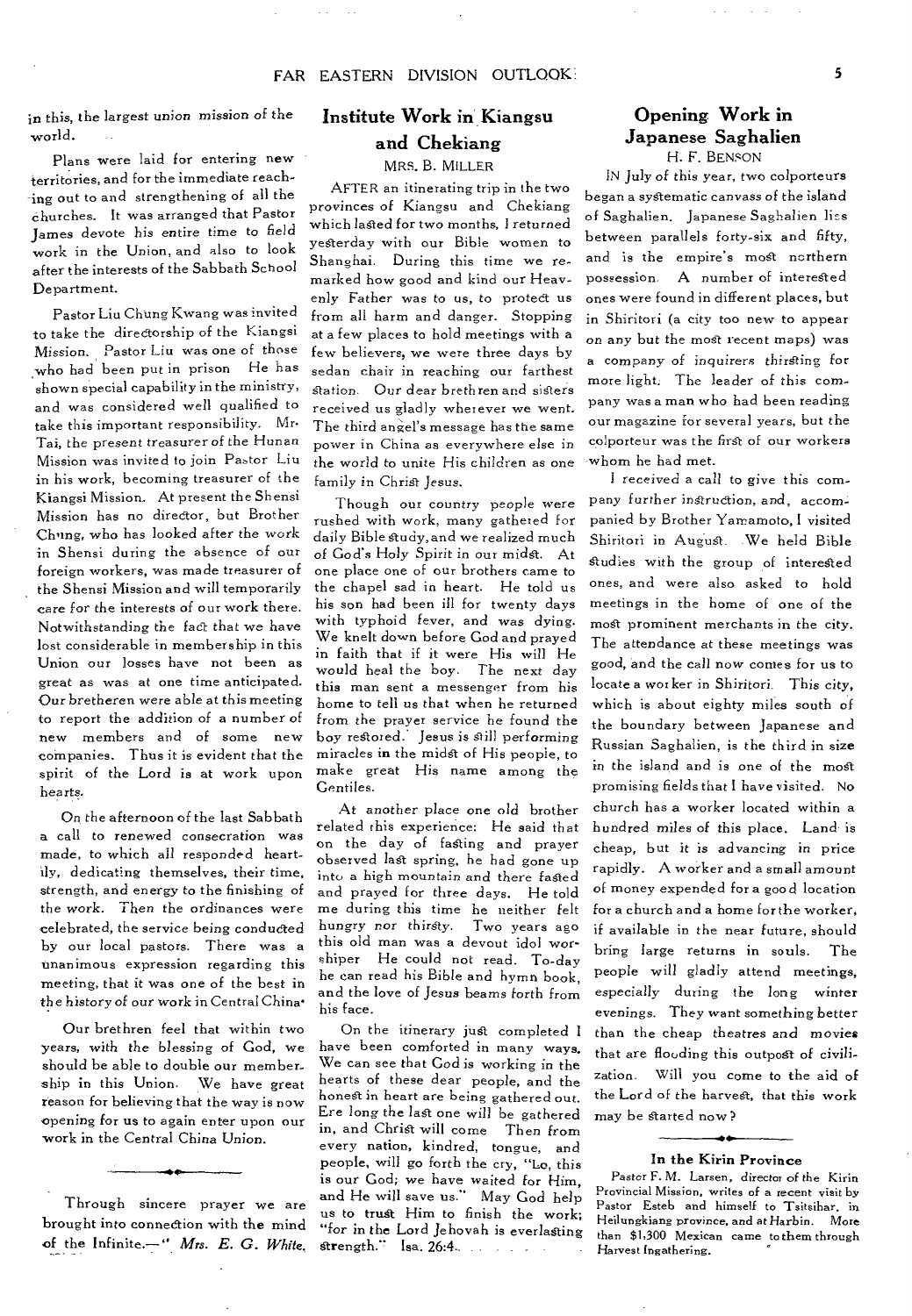in this, the largest union mission of the world.

Plans were laid for entering new territories, and for the immediate reaching out to and strengthening of all the churches. It was arranged that Pastor James devote his entire time to field work in the Union, and also to look after the interests of the Sabbath School Department.

Pastor Liu Chung Kwang was invited to take the directorship of the Kiangsi Mission. Pastor Liu was one of those who had been put in prison He has shown special capability in the ministry, and was considered well qualified to take this important responsibility. Mr. Tai, the present treasurer of the Hunan Mission was invited to join Pastor Liu in his work, becoming treasurer of the Kiangsi Mission. At present the Shensi Mission has no director, but Brother Chung, who has looked after the work in Shensi during the absence of our foreign workers, was made treasurer of the Shensi Mission and will temporarily care for the interests of our work there. Notwithstanding the fact that we have lost considerable in membership in this Union our losses have not been as great as was at one time anticipated. Our bretheren were able at this meeting to report the addition of a number of new members and of some new companies. Thus it is evident that the spirit of the Lord is at work upon hearts.

On the afternoon of the last Sabbath a call to renewed consecration was made, to which all responded heartily, dedicating themselves, their time, strength, and energy to the finishing of the work. Then the ordinances were celebrated, the service being conducted by our local pastors. There was a unanimous expression regarding this meeting, that it was one of the best in the history of our work in Central China.

Our brethren feel that within two years, with the blessing of God, we should be able to double our membership in this Union. We have great reason for believing that the way is now opening for us to again enter upon our work in the Central China Union.

---

Through sincere prayer we are brought into connection with the mind of the Infinite.—" *Mrs. E. G. White.*

## Institute Work in Kiangsu and Chekiang

MRS. B. MILLER

AFTER an itinerating trip in the two provinces of Kiangsu and Chekiang which lasted for two months, I returned yesterday with our Bible women to Shanghai. During this time we remarked how good and kind our Heavenly Father was to us, to protect us from all harm and danger. Stopping at a few places to hold meetings with a few believers, we were three days by sedan chair in reaching our farthest station. Our dear brethren and sisters received us gladly wherever we went. The third angel's message has the same power in China as everywhere else in the world to unite His children as one family in Christ Jesus.

Though our country people were rushed with work, many gathered for daily Bible study, and we realized much of God's Holy Spirit in our midst. At one place one of our brothers came to the chapel sad in heart. He told us his son had been ill for twenty days with typhoid fever, and was dying. We knelt down before God and prayed in faith that if it were His will He would heal the boy. The next day this man sent a messenger from his home to tell us that when he returned from the prayer service he found the boy restored. Jesus is still performing miracles in the midst of His people, to make great His name among the Gentiles.

At another place one old brother related this experience: He said that on the day of fasting and prayer observed last spring, he had gone up into a high mountain and there fasted and prayed for three days. He told me during this time he neither felt hungry nor thirsty. Two years ago this old man was a devout idol worshiper He could not read. To-day he can read his Bible and hymn book, and the love of Jesus beams forth from his face.

On the itinerary just completed I have been comforted in many ways. We can see that God is working in the hearts of these dear people, and the honest in heart are being gathered out. Ere long the last one will be gathered in, and Christ will come Then from every nation, kindred, tongue, and people, will go forth the cry, "Lo, this is our God; we have waited for Him, and He will save us." May God help us to trust Him to finish the work; "for in the Lord Jehovah is everlasting strength." Isa. 26:4.

## Opening Work in Japanese Saghalien

H. F. BENSON

IN July of this year, two colporteurs began a systematic canvass of the island of Saghalien. Japanese Saghalien lies between parallels forty-six and fifty, and is the empire's most northern possession. A number of interested ones were found in different places, but in Shiritori (a city too new to appear on any but the most recent maps) was a company of inquirers thirsting for more light. The leader of this company was a man who had been reading our magazine for several years, but the colporteur was the first of our workers whom he had met.

I received a call to give this company further instruction, and, accompanied by Brother Yamamoto, I visited Shiritori in August. We held Bible studies with the group of interested ones, and were also asked to hold meetings in the home of one of the most prominent merchants in the city. The attendance at these meetings was good, and the call now comes for us to locate a worker in Shiritori. This city, which is about eighty miles south of the boundary between Japanese and Russian Saghalien, is the third in size in the island and is one of the most promising fields that I have visited. No church has a worker located within a hundred miles of this place. Land is cheap, but it is advancing in price rapidly. A worker and a small amount of money expended for a good location for a church and a home for the worker, if available in the near future, should bring large returns in souls. The people will gladly attend meetings, especially during the long winter evenings. They want something better than the cheap theatres and movies that are flooding this outpost of civilization. Will you come to the aid of the Lord of the harvest, that this work may be started now?

---

#### In the Kirin Province

Pastor F. M. Larsen, director of the Kirin Provincial Mission, writes of a recent visit by Pastor Esteb and himself to Tsitsihar, in Heilungkiang province, and at Harbin. More than $1,300 Mexican came to them through Harvest Ingathering.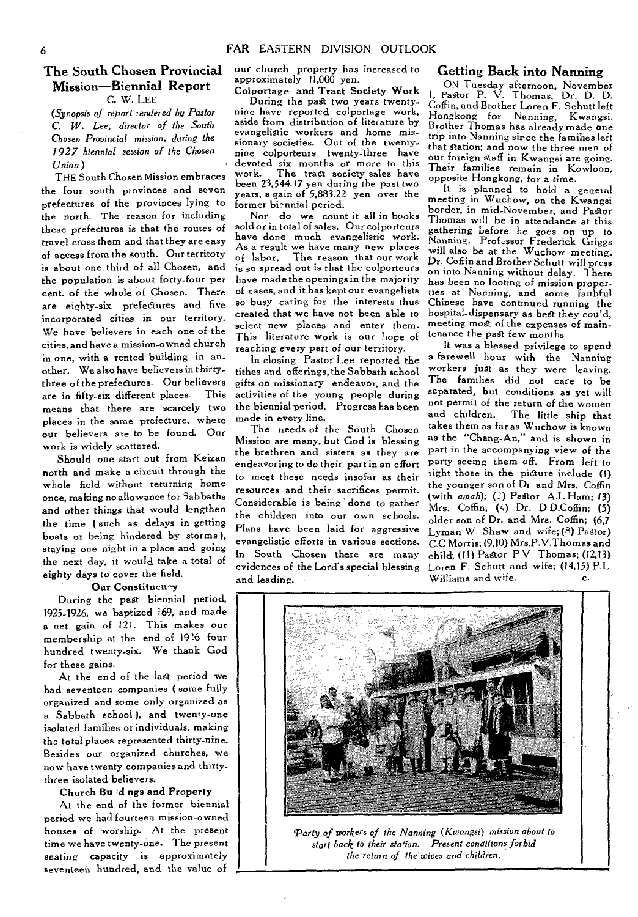## The South Chosen Provincial Mission—Biennial Report

C. W. LEE

*(Synopsis of report rendered by Pastor C. W. Lee, director of the South Chosen Provincial mission, during the 1927 biennial session of the Chosen Union)*

THE South Chosen Mission embraces the four south provinces and seven prefectures of the provinces lying to the north. The reason for including these prefectures is that the routes of travel cross them and that they are easy of access from the south. Our territory is about one third of all Chosen, and the population is about forty-four per cent. of the whole of Chosen. There are eighty-six prefectures and five incorporated cities in our territory. We have believers in each one of the cities, and have a mission-owned church in one, with a rented building in another. We also have believers in thirty-three of the prefectures. Our believers are in fifty-six different places. This means that there are scarcely two places in the same prefecture, where our believers are to be found. Our work is widely scattered.

Should one start out from Keizan north and make a circuit through the whole field without returning home once, making no allowance for Sabbaths and other things that would lengthen the time (such as delays in getting boats or being hindered by storms), staying one night in a place and going the next day, it would take a total of eighty days to cover the field.

### Our Constituency

During the past biennial period, 1925-1926, we baptized 169, and made a net gain of 121. This makes our membership at the end of 1926 four hundred twenty-six. We thank God for these gains.

At the end of the last period we had seventeen companies (some fully organized and some only organized as a Sabbath school), and twenty-one isolated families or individuals, making the total places represented thirty-nine. Besides our organized churches, we now have twenty companies and thirty-three isolated believers.

### Church Buildings and Property

At the end of the former biennial period we had fourteen mission-owned houses of worship. At the present time we have twenty-one. The present seating capacity is approximately seventeen hundred, and the value of our church property has increased to approximately 11,000 yen.

### Colportage and Tract Society Work

During the past two years twenty-nine have reported colportage work, aside from distribution of literature by evangelistic workers and home missionary societies. Out of the twenty-nine colporteurs twenty-three have devoted six months or more to this work. The tract society sales have been 23,544.17 yen during the past two years, a gain of 5,883.22 yen over the former biennial period.

Nor do we count it all in books sold or in total of sales. Our colporteurs have done much evangelistic work. As a result we have many new places of labor. The reason that our work is so spread out is that the colporteurs have made the openings in the majority of cases, and it has kept our evangelists so busy caring for the interests thus created that we have not been able to select new places and enter them. This literature work is our hope of reaching every part of our territory.

In closing Pastor Lee reported the tithes and offerings, the Sabbath school gifts on missionary endeavor, and the activities of the young people during the biennial period. Progress has been made in every line.

The needs of the South Chosen Mission are many, but God is blessing the brethren and sisters as they are endeavoring to do their part in an effort to meet these needs insofar as their resources and their sacrifices permit. Considerable is being done to gather the children into our own schools. Plans have been laid for aggressive evangelistic efforts in various sections. In South Chosen there are many evidences of the Lord's special blessing and leading.

## Getting Back into Nanning

ON Tuesday afternoon, November 1, Pastor P. V. Thomas, Dr. D. D. Coffin, and Brother Loren F. Schutt left Hongkong for Nanning, Kwangsi. Brother Thomas has already made one trip into Nanning since the families left that station; and now the three men of our foreign staff in Kwangsi are going. Their families remain in Kowloon, opposite Hongkong, for a time.

It is planned to hold a general meeting in Wuchow, on the Kwangsi border, in mid-November, and Pastor Thomas will be in attendance at this gathering before he goes on up to Nanning. Professor Frederick Griggs will also be at the Wuchow meeting. Dr. Coffin and Brother Schutt will press on into Nanning without delay. There has been no looting of mission properties at Nanning, and some faithful Chinese have continued running the hospital-dispensary as best they could, meeting most of the expenses of maintenance the past few months

It was a blessed privilege to spend a farewell hour with the Nanning workers just as they were leaving. The families did not care to be separated, but conditions as yet will not permit of the return of the women and children. The little ship that takes them as far as Wuchow is known as the "Chang-An," and is shown in part in the accompanying view of the party seeing them off. From left to right those in the picture include (1) the younger son of Dr and Mrs. Coffin (with *amah*); (2) Pastor A. L Ham; (3) Mrs. Coffin; (4) Dr. D D. Coffin; (5) older son of Dr. and Mrs. Coffin; (6,7) Lyman W. Shaw and wife; (8) Pastor C. C Morris; (9,10) Mrs. P. V. Thomas and child; (11) Pastor P V Thomas; (12,13) Loren F. Schutt and wife; (14,15) P. L Williams and wife. c.

*Party of workers of the Nanning (Kwangsi) mission about to start back to their station. Present conditions forbid the return of the wives and children.*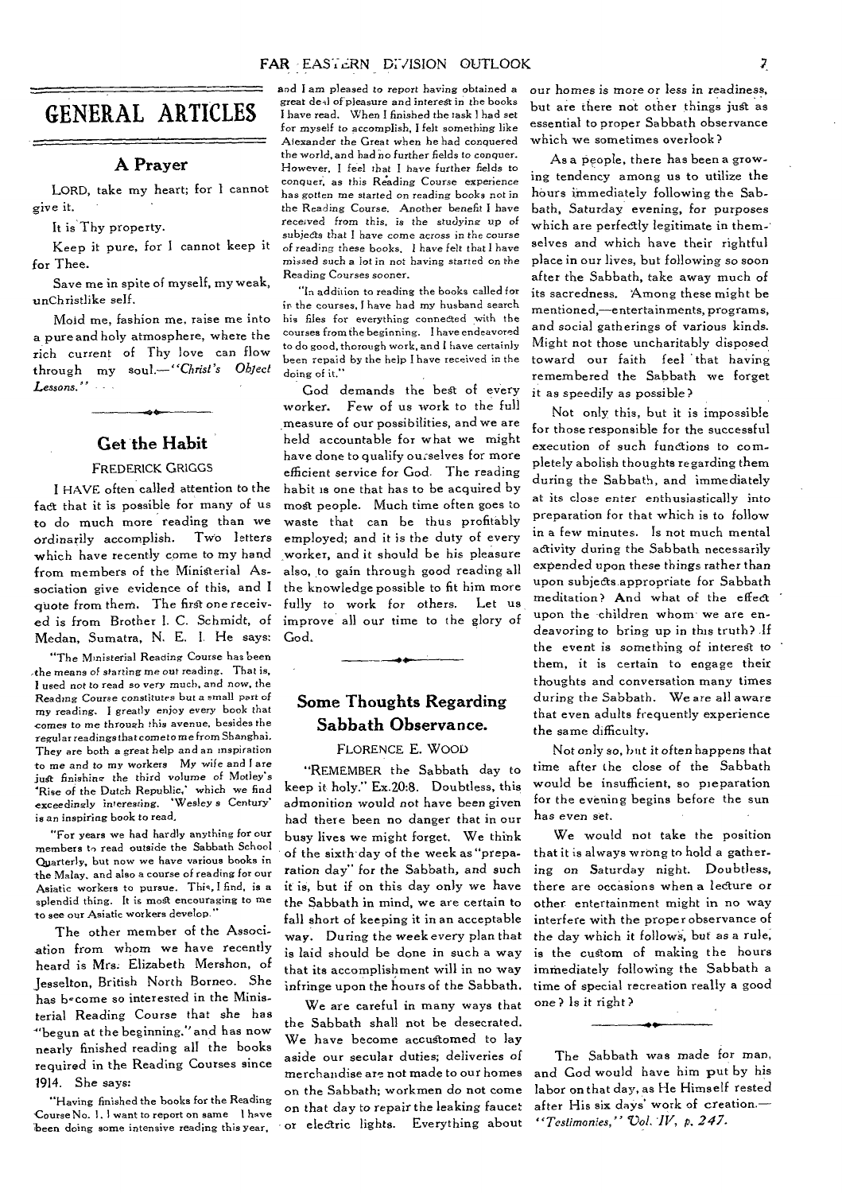# GENERAL ARTICLES

## A Prayer

LORD, take my heart; for I cannot give it.

It is Thy property.

Keep it pure, for I cannot keep it for Thee.

Save me in spite of myself, my weak, unChristlike self.

Mold me, fashion me, raise me into a pure and holy atmosphere, where the rich current of Thy love can flow through my soul.—*"Christ's Object Lessons."*

## Get the Habit

FREDERICK GRIGGS

I HAVE often called attention to the fact that it is possible for many of us to do much more reading than we ordinarily accomplish. Two letters which have recently come to my hand from members of the Ministerial Association give evidence of this, and I quote from them. The first one received is from Brother I. C. Schmidt, of Medan, Sumatra, N. E. I. He says:

> "The Ministerial Reading Course has been the means of starting me out reading. That is, I used not to read so very much, and now, the Reading Course constitutes but a small part of my reading. I greatly enjoy every book that comes to me through this avenue, besides the regular readings that come to me from Shanghai. They are both a great help and an inspiration to me and to my workers. My wife and I are just finishing the third volume of Motley's 'Rise of the Dutch Republic,' which we find exceedingly interesting. 'Wesley's Century' is an inspiring book to read.
>
> "For years we had hardly anything for our members to read outside the Sabbath School Quarterly, but now we have various books in the Malay, and also a course of reading for our Asiatic workers to pursue. This, I find, is a splendid thing. It is most encouraging to me to see our Asiatic workers develop."

The other member of the Association from whom we have recently heard is Mrs. Elizabeth Mershon, of Jesselton, British North Borneo. She has become so interested in the Ministerial Reading Course that she has "begun at the beginning," and has now nearly finished reading all the books required in the Reading Courses since 1914. She says:

> "Having finished the books for the Reading Course No. 1, I want to report on same. I have been doing some intensive reading this year, and I am pleased to report having obtained a great deal of pleasure and interest in the books I have read. When I finished the task I had set for myself to accomplish, I felt something like Alexander the Great when he had conquered the world, and had no further fields to conquer. However, I feel that I have further fields to conquer, as this Reading Course experience has gotten me started on reading books not in the Reading Course. Another benefit I have received from this, is the studying up of subjects that I have come across in the course of reading these books. I have felt that I have missed such a lot in not having started on the Reading Courses sooner.
>
> "In addition to reading the books called for in the courses, I have had my husband search his files for everything connected with the courses from the beginning. I have endeavored to do good, thorough work, and I have certainly been repaid by the help I have received in the doing of it."

God demands the best of every worker. Few of us work to the full measure of our possibilities, and we are held accountable for what we might have done to qualify ourselves for more efficient service for God. The reading habit is one that has to be acquired by most people. Much time often goes to waste that can be thus profitably employed; and it is the duty of every worker, and it should be his pleasure also, to gain through good reading all the knowledge possible to fit him more fully to work for others. Let us improve all our time to the glory of God.

## Some Thoughts Regarding Sabbath Observance.

FLORENCE E. WOOD

"REMEMBER the Sabbath day to keep it holy." Ex.20:8. Doubtless, this admonition would not have been given had there been no danger that in our busy lives we might forget. We think of the sixth day of the week as "preparation day" for the Sabbath, and such it is, but if on this day only we have the Sabbath in mind, we are certain to fall short of keeping it in an acceptable way. During the week every plan that is laid should be done in such a way that its accomplishment will in no way infringe upon the hours of the Sabbath.

We are careful in many ways that the Sabbath shall not be desecrated. We have become accustomed to lay aside our secular duties; deliveries of merchandise are not made to our homes on the Sabbath; workmen do not come on that day to repair the leaking faucet or electric lights. Everything about our homes is more or less in readiness, but are there not other things just as essential to proper Sabbath observance which we sometimes overlook?

As a people, there has been a growing tendency among us to utilize the hours immediately following the Sabbath, Saturday evening, for purposes which are perfectly legitimate in themselves and which have their rightful place in our lives, but following so soon after the Sabbath, take away much of its sacredness. Among these might be mentioned,—entertainments, programs, and social gatherings of various kinds. Might not those uncharitably disposed toward our faith feel that having remembered the Sabbath we forget it as speedily as possible?

Not only this, but it is impossible for those responsible for the successful execution of such functions to completely abolish thoughts regarding them during the Sabbath, and immediately at its close enter enthusiastically into preparation for that which is to follow in a few minutes. Is not much mental activity during the Sabbath necessarily expended upon these things rather than upon subjects appropriate for Sabbath meditation? And what of the effect upon the children whom we are endeavoring to bring up in this truth? If the event is something of interest to them, it is certain to engage their thoughts and conversation many times during the Sabbath. We are all aware that even adults frequently experience the same difficulty.

Not only so, but it often happens that time after the close of the Sabbath would be insufficient, so preparation for the evening begins before the sun has even set.

We would not take the position that it is always wrong to hold a gathering on Saturday night. Doubtless, there are occasions when a lecture or other entertainment might in no way interfere with the proper observance of the day which it follows, but as a rule, is the custom of making the hours immediately following the Sabbath a time of special recreation really a good one? Is it right?

---

The Sabbath was made for man, and God would have him put by his labor on that day, as He Himself rested after His six days' work of creation.—*"Testimonies," Vol. IV, p. 247.*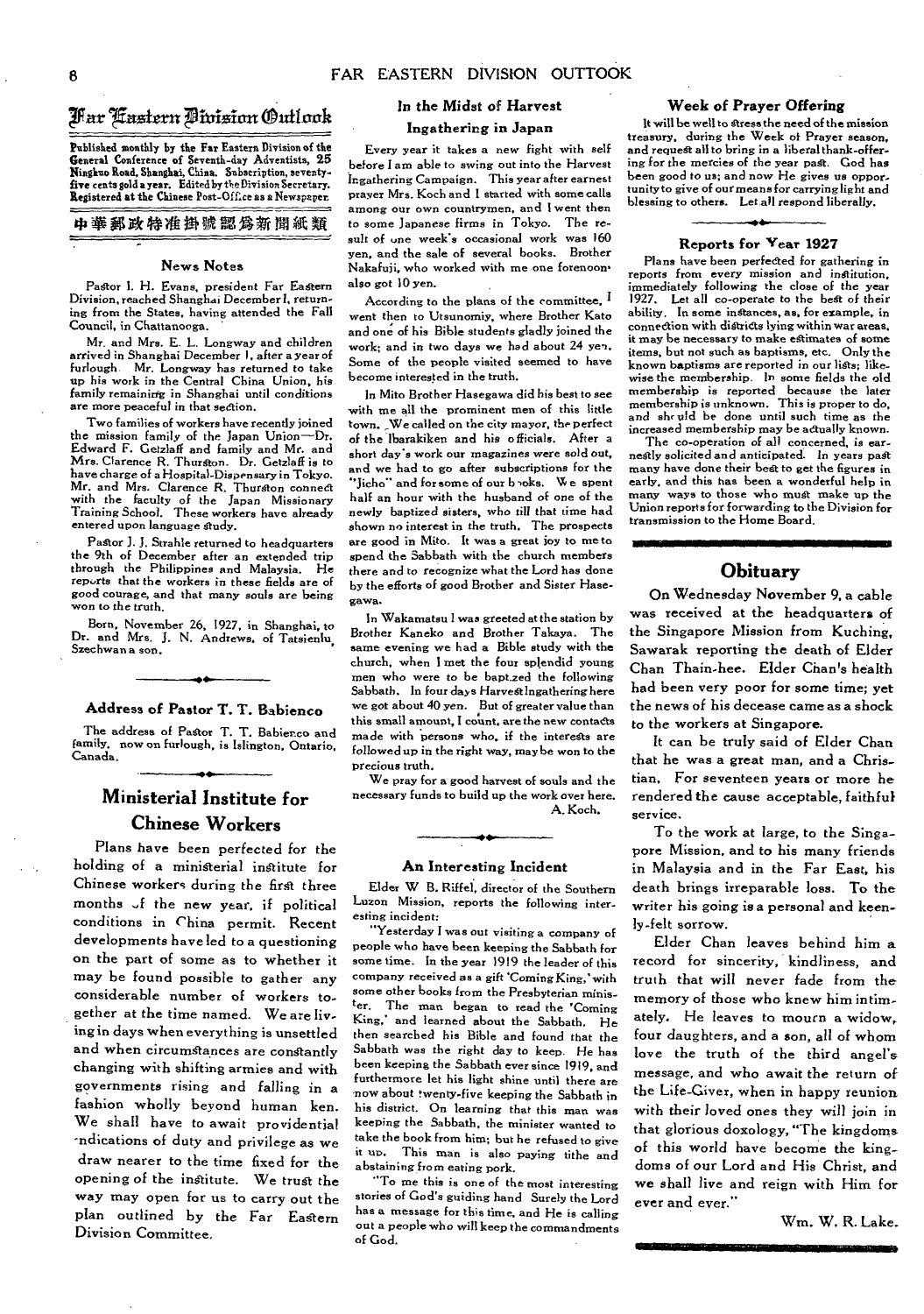# Far Eastern Division Outlook

Published monthly by the Far Eastern Division of the General Conference of Seventh-day Adventists, 25 Ningkuo Road, Shanghai, China. Subscription, seventy-five cents gold a year. Edited by the Division Secretary. Registered at the Chinese Post-Office as a Newspaper.

中華郵政特准掛號認爲新聞紙類

## News Notes

Pastor I. H. Evans, president Far Eastern Division, reached Shanghai December I, returning from the States, having attended the Fall Council, in Chattanooga.

Mr. and Mrs. E. L. Longway and children arrived in Shanghai December I, after a year of furlough. Mr. Longway has returned to take up his work in the Central China Union, his family remaining in Shanghai until conditions are more peaceful in that section.

Two families of workers have recently joined the mission family of the Japan Union—Dr. Edward F. Getzlaff and family and Mr. and Mrs. Clarence R. Thurston. Dr. Getzlaff is to have charge of a Hospital-Dispensary in Tokyo. Mr. and Mrs. Clarence R. Thurston connect with the faculty of the Japan Missionary Training School. These workers have already entered upon language study.

Pastor J. J. Strahle returned to headquarters the 9th of December after an extended trip through the Philippines and Malaysia. He reports that the workers in these fields are of good courage, and that many souls are being won to the truth.

Born, November 26, 1927, in Shanghai, to Dr. and Mrs. J. N. Andrews, of Tatsienlu, Szechwan a son.

## Address of Pastor T. T. Babienco

The address of Pastor T. T. Babienco and family, now on furlough, is Islington, Ontario, Canada.

## Ministerial Institute for Chinese Workers

Plans have been perfected for the holding of a ministerial institute for Chinese workers during the first three months of the new year, if political conditions in China permit. Recent developments have led to a questioning on the part of some as to whether it may be found possible to gather any considerable number of workers together at the time named. We are living in days when everything is unsettled and when circumstances are constantly changing with shifting armies and with governments rising and falling in a fashion wholly beyond human ken. We shall have to await providential indications of duty and privilege as we draw nearer to the time fixed for the opening of the institute. We trust the way may open for us to carry out the plan outlined by the Far Eastern Division Committee.

## In the Midst of Harvest Ingathering in Japan

Every year it takes a new fight with self before I am able to swing out into the Harvest Ingathering Campaign. This year after earnest prayer Mrs. Koch and I started with some calls among our own countrymen, and I went then to some Japanese firms in Tokyo. The result of one week's occasional work was 160 yen, and the sale of several books. Brother Nakafuji, who worked with me one forenoon also got 10 yen.

According to the plans of the committee, I went then to Utsunomiy, where Brother Kato and one of his Bible students gladly joined the work; and in two days we had about 24 yen. Some of the people visited seemed to have become interested in the truth.

In Mito Brother Hasegawa did his best to see with me all the prominent men of this little town. We called on the city mayor, the perfect of the Ibarakiken and his officials. After a short day's work our magazines were sold out, and we had to go after subscriptions for the "Jicho" and for some of our books. We spent half an hour with the husband of one of the newly baptized sisters, who till that time had shown no interest in the truth. The prospects are good in Mito. It was a great joy to me to spend the Sabbath with the church members there and to recognize what the Lord has done by the efforts of good Brother and Sister Hasegawa.

In Wakamatsu I was greeted at the station by Brother Kaneko and Brother Takaya. The same evening we had a Bible study with the church, when I met the four splendid young men who were to be baptized the following Sabbath. In four days Harvest Ingathering here we got about 40 yen. But of greater value than this small amount, I count, are the new contacts made with persons who, if the interests are followed up in the right way, may be won to the precious truth.

We pray for a good harvest of souls and the necessary funds to build up the work over here.

A. Koch.

## An Interesting Incident

Elder W B. Riffel, director of the Southern Luzon Mission, reports the following interesting incident:

"Yesterday I was out visiting a company of people who have been keeping the Sabbath for some time. In the year 1919 the leader of this company received as a gift 'Coming King,' with some other books from the Presbyterian minister. The man began to read the 'Coming King,' and learned about the Sabbath. He then searched his Bible and found that the Sabbath was the right day to keep. He has been keeping the Sabbath ever since 1919, and furthermore let his light shine until there are now about twenty-five keeping the Sabbath in his district. On learning that this man was keeping the Sabbath, the minister wanted to take the book from him; but he refused to give it up. This man is also paying tithe and abstaining from eating pork.

"To me this is one of the most interesting stories of God's guiding hand Surely the Lord has a message for this time, and He is calling out a people who will keep the commandments of God.

## Week of Prayer Offering

It will be well to stress the need of the mission treasury, during the Week of Prayer season, and request all to bring in a liberal thank-offering for the mercies of the year past. God has been good to us; and now He gives us opportunity to give of our means for carrying light and blessing to others. Let all respond liberally.

## Reports for Year 1927

Plans have been perfected for gathering in reports from every mission and institution, immediately following the close of the year 1927. Let all co-operate to the best of their ability. In some instances, as, for example, in connection with districts lying within war areas, it may be necessary to make estimates of some items, but not such as baptisms, etc. Only the known baptisms are reported in our lists; likewise the membership. In some fields the old membership is reported because the later membership is unknown. This is proper to do, and should be done until such time as the increased membership may be actually known.

The co-operation of all concerned, is earnestly solicited and anticipated. In years past many have done their best to get the figures in early, and this has been a wonderful help in many ways to those who must make up the Union reports for forwarding to the Division for transmission to the Home Board.

## Obituary

On Wednesday November 9, a cable was received at the headquarters of the Singapore Mission from Kuching, Sawarak reporting the death of Elder Chan Thain-hee. Elder Chan's health had been very poor for some time; yet the news of his decease came as a shock to the workers at Singapore.

It can be truly said of Elder Chan that he was a great man, and a Christian. For seventeen years or more he rendered the cause acceptable, faithful service.

To the work at large, to the Singapore Mission, and to his many friends in Malaysia and in the Far East, his death brings irreparable loss. To the writer his going is a personal and keenly-felt sorrow.

Elder Chan leaves behind him a record for sincerity, kindliness, and truth that will never fade from the memory of those who knew him intimately. He leaves to mourn a widow, four daughters, and a son, all of whom love the truth of the third angel's message, and who await the return of the Life-Giver, when in happy reunion with their loved ones they will join in that glorious doxology, "The kingdoms of this world have become the kingdoms of our Lord and His Christ, and we shall live and reign with Him for ever and ever."

Wm. W. R. Lake.